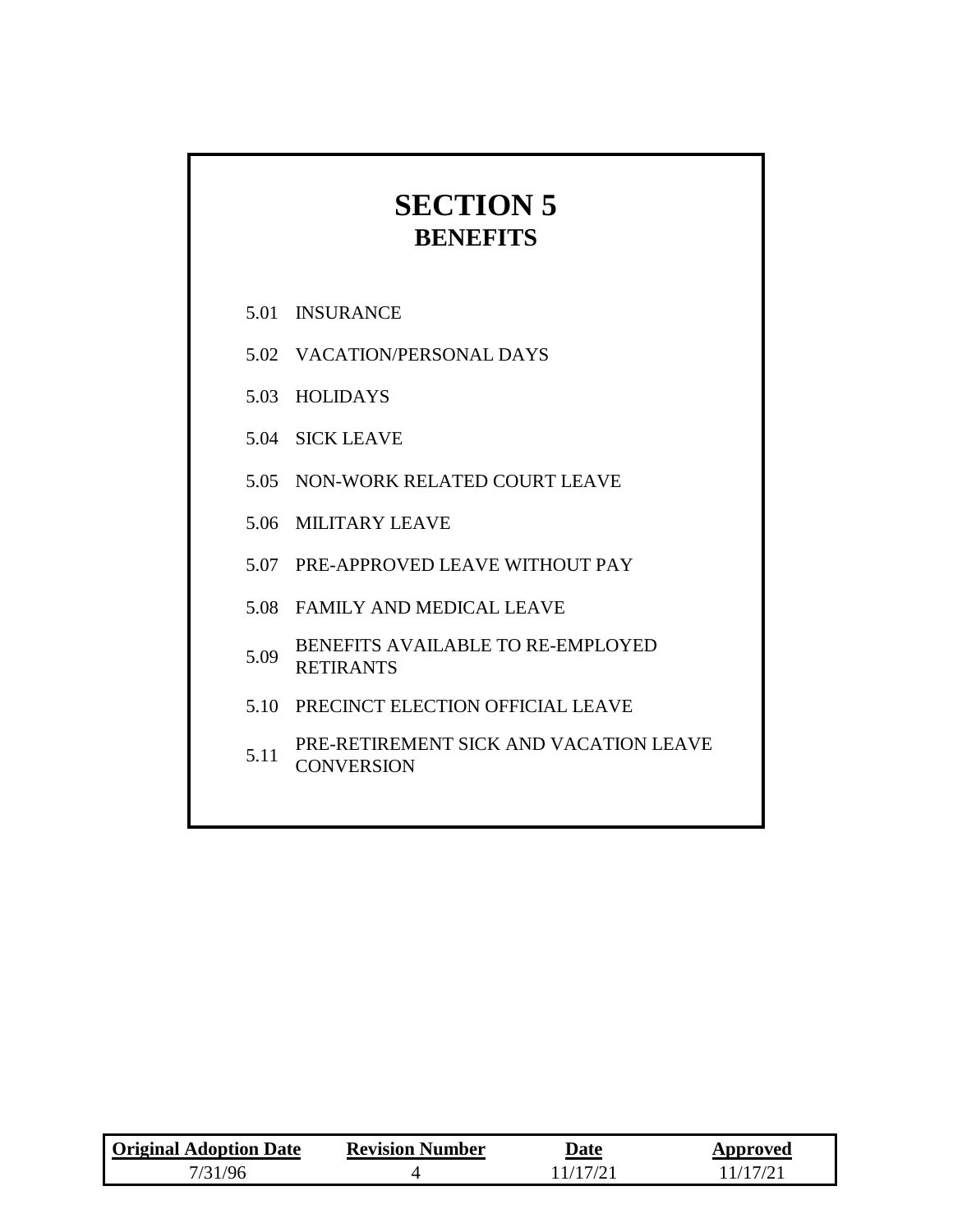# SECTION 5
## BENEFITS

5.01 INSURANCE

5.02 VACATION/PERSONAL DAYS

5.03 HOLIDAYS

5.04 SICK LEAVE

5.05 NON-WORK RELATED COURT LEAVE

5.06 MILITARY LEAVE

5.07 PRE-APPROVED LEAVE WITHOUT PAY

5.08 FAMILY AND MEDICAL LEAVE

5.09 BENEFITS AVAILABLE TO RE-EMPLOYED RETIRANTS

5.10 PRECINCT ELECTION OFFICIAL LEAVE

5.11 PRE-RETIREMENT SICK AND VACATION LEAVE CONVERSION

| Original Adoption Date | Revision Number | Date | Approved |
| --- | --- | --- | --- |
| 7/31/96 | 4 | 11/17/21 | 11/17/21 |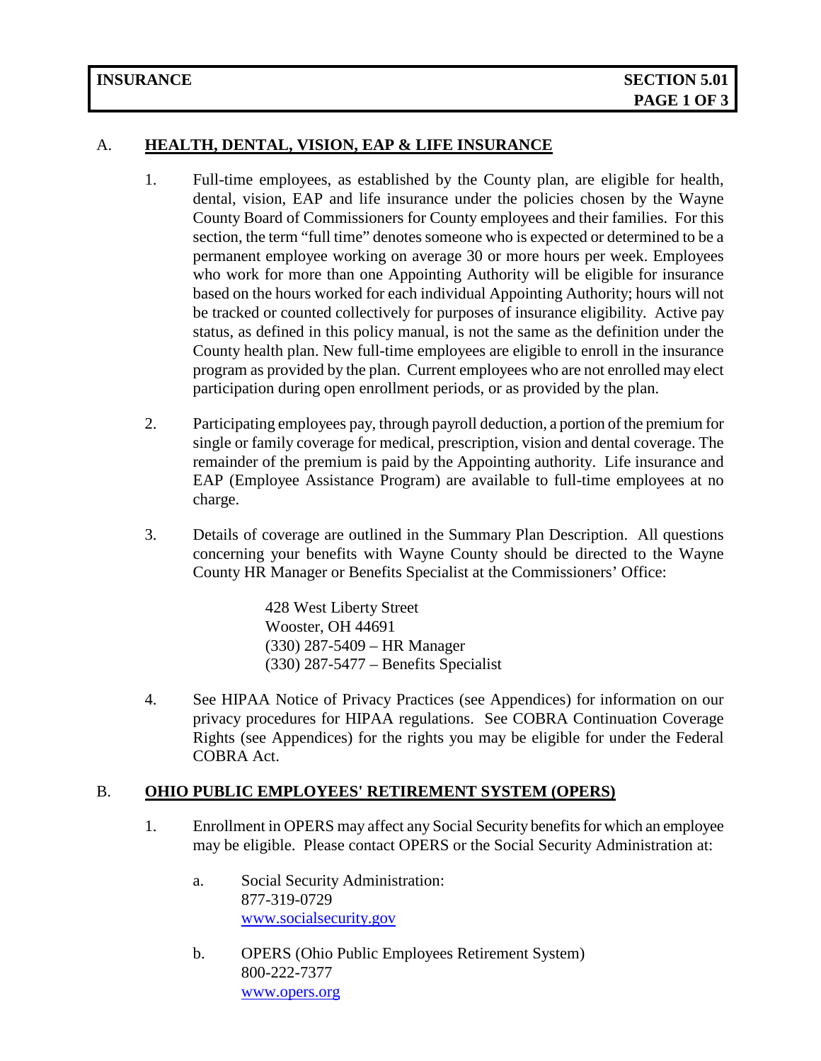**INSURANCE** **SECTION 5.01**

## A. HEALTH, DENTAL, VISION, EAP & LIFE INSURANCE

1. Full-time employees, as established by the County plan, are eligible for health, dental, vision, EAP and life insurance under the policies chosen by the Wayne County Board of Commissioners for County employees and their families. For this section, the term "full time" denotes someone who is expected or determined to be a permanent employee working on average 30 or more hours per week. Employees who work for more than one Appointing Authority will be eligible for insurance based on the hours worked for each individual Appointing Authority; hours will not be tracked or counted collectively for purposes of insurance eligibility. Active pay status, as defined in this policy manual, is not the same as the definition under the County health plan. New full-time employees are eligible to enroll in the insurance program as provided by the plan. Current employees who are not enrolled may elect participation during open enrollment periods, or as provided by the plan.

2. Participating employees pay, through payroll deduction, a portion of the premium for single or family coverage for medical, prescription, vision and dental coverage. The remainder of the premium is paid by the Appointing authority. Life insurance and EAP (Employee Assistance Program) are available to full-time employees at no charge.

3. Details of coverage are outlined in the Summary Plan Description. All questions concerning your benefits with Wayne County should be directed to the Wayne County HR Manager or Benefits Specialist at the Commissioners' Office:

   428 West Liberty Street
   Wooster, OH 44691
   (330) 287-5409 – HR Manager
   (330) 287-5477 – Benefits Specialist

4. See HIPAA Notice of Privacy Practices (see Appendices) for information on our privacy procedures for HIPAA regulations. See COBRA Continuation Coverage Rights (see Appendices) for the rights you may be eligible for under the Federal COBRA Act.

## B. OHIO PUBLIC EMPLOYEES' RETIREMENT SYSTEM (OPERS)

1. Enrollment in OPERS may affect any Social Security benefits for which an employee may be eligible. Please contact OPERS or the Social Security Administration at:

   a. Social Security Administration:
      877-319-0729
      www.socialsecurity.gov

   b. OPERS (Ohio Public Employees Retirement System)
      800-222-7377
      www.opers.org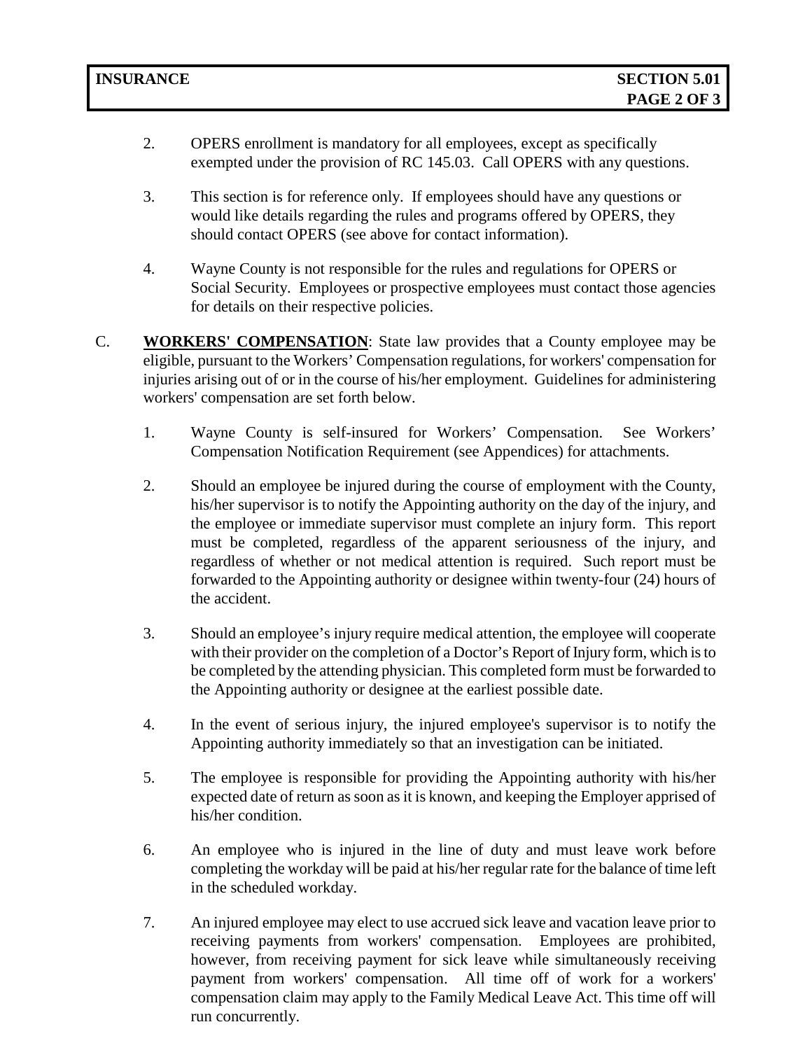2. OPERS enrollment is mandatory for all employees, except as specifically exempted under the provision of RC 145.03. Call OPERS with any questions.

3. This section is for reference only. If employees should have any questions or would like details regarding the rules and programs offered by OPERS, they should contact OPERS (see above for contact information).

4. Wayne County is not responsible for the rules and regulations for OPERS or Social Security. Employees or prospective employees must contact those agencies for details on their respective policies.

C. **WORKERS' COMPENSATION**: State law provides that a County employee may be eligible, pursuant to the Workers' Compensation regulations, for workers' compensation for injuries arising out of or in the course of his/her employment. Guidelines for administering workers' compensation are set forth below.

1. Wayne County is self-insured for Workers' Compensation. See Workers' Compensation Notification Requirement (see Appendices) for attachments.

2. Should an employee be injured during the course of employment with the County, his/her supervisor is to notify the Appointing authority on the day of the injury, and the employee or immediate supervisor must complete an injury form. This report must be completed, regardless of the apparent seriousness of the injury, and regardless of whether or not medical attention is required. Such report must be forwarded to the Appointing authority or designee within twenty-four (24) hours of the accident.

3. Should an employee's injury require medical attention, the employee will cooperate with their provider on the completion of a Doctor's Report of Injury form, which is to be completed by the attending physician. This completed form must be forwarded to the Appointing authority or designee at the earliest possible date.

4. In the event of serious injury, the injured employee's supervisor is to notify the Appointing authority immediately so that an investigation can be initiated.

5. The employee is responsible for providing the Appointing authority with his/her expected date of return as soon as it is known, and keeping the Employer apprised of his/her condition.

6. An employee who is injured in the line of duty and must leave work before completing the workday will be paid at his/her regular rate for the balance of time left in the scheduled workday.

7. An injured employee may elect to use accrued sick leave and vacation leave prior to receiving payments from workers' compensation. Employees are prohibited, however, from receiving payment for sick leave while simultaneously receiving payment from workers' compensation. All time off of work for a workers' compensation claim may apply to the Family Medical Leave Act. This time off will run concurrently.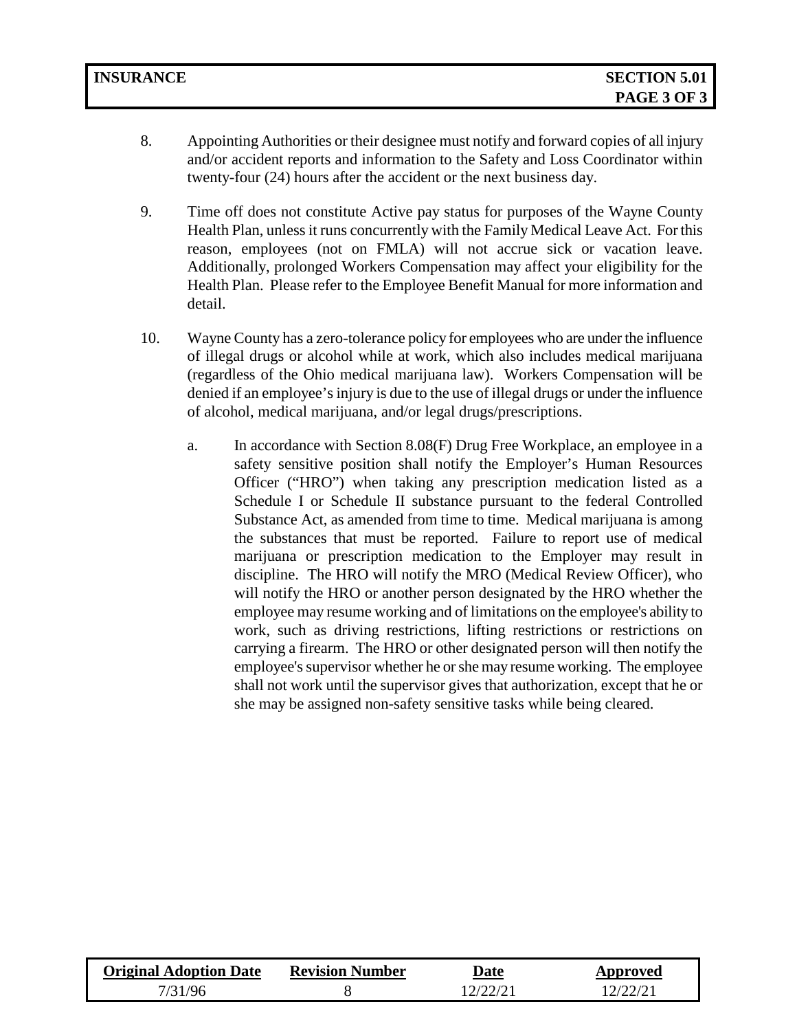8. Appointing Authorities or their designee must notify and forward copies of all injury and/or accident reports and information to the Safety and Loss Coordinator within twenty-four (24) hours after the accident or the next business day.

9. Time off does not constitute Active pay status for purposes of the Wayne County Health Plan, unless it runs concurrently with the Family Medical Leave Act. For this reason, employees (not on FMLA) will not accrue sick or vacation leave. Additionally, prolonged Workers Compensation may affect your eligibility for the Health Plan. Please refer to the Employee Benefit Manual for more information and detail.

10. Wayne County has a zero-tolerance policy for employees who are under the influence of illegal drugs or alcohol while at work, which also includes medical marijuana (regardless of the Ohio medical marijuana law). Workers Compensation will be denied if an employee's injury is due to the use of illegal drugs or under the influence of alcohol, medical marijuana, and/or legal drugs/prescriptions.

    a. In accordance with Section 8.08(F) Drug Free Workplace, an employee in a safety sensitive position shall notify the Employer's Human Resources Officer ("HRO") when taking any prescription medication listed as a Schedule I or Schedule II substance pursuant to the federal Controlled Substance Act, as amended from time to time. Medical marijuana is among the substances that must be reported. Failure to report use of medical marijuana or prescription medication to the Employer may result in discipline. The HRO will notify the MRO (Medical Review Officer), who will notify the HRO or another person designated by the HRO whether the employee may resume working and of limitations on the employee's ability to work, such as driving restrictions, lifting restrictions or restrictions on carrying a firearm. The HRO or other designated person will then notify the employee's supervisor whether he or she may resume working. The employee shall not work until the supervisor gives that authorization, except that he or she may be assigned non-safety sensitive tasks while being cleared.

| Original Adoption Date | Revision Number | Date | Approved |
| --- | --- | --- | --- |
| 7/31/96 | 8 | 12/22/21 | 12/22/21 |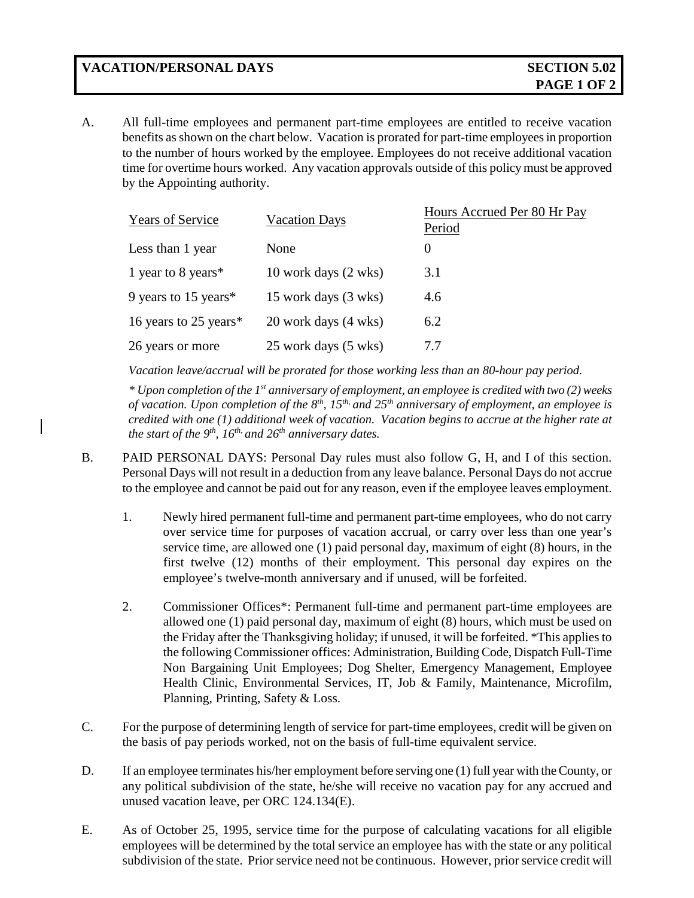# VACATION/PERSONAL DAYS — SECTION 5.02

A. All full-time employees and permanent part-time employees are entitled to receive vacation benefits as shown on the chart below. Vacation is prorated for part-time employees in proportion to the number of hours worked by the employee. Employees do not receive additional vacation time for overtime hours worked. Any vacation approvals outside of this policy must be approved by the Appointing authority.

| Years of Service | Vacation Days | Hours Accrued Per 80 Hr Pay Period |
|---|---|---|
| Less than 1 year | None | 0 |
| 1 year to 8 years* | 10 work days (2 wks) | 3.1 |
| 9 years to 15 years* | 15 work days (3 wks) | 4.6 |
| 16 years to 25 years* | 20 work days (4 wks) | 6.2 |
| 26 years or more | 25 work days (5 wks) | 7.7 |

*Vacation leave/accrual will be prorated for those working less than an 80-hour pay period.*

*\* Upon completion of the 1st anniversary of employment, an employee is credited with two (2) weeks of vacation. Upon completion of the 8th, 15th, and 25th anniversary of employment, an employee is credited with one (1) additional week of vacation. Vacation begins to accrue at the higher rate at the start of the 9th, 16th, and 26th anniversary dates.*

B. PAID PERSONAL DAYS: Personal Day rules must also follow G, H, and I of this section. Personal Days will not result in a deduction from any leave balance. Personal Days do not accrue to the employee and cannot be paid out for any reason, even if the employee leaves employment.

1. Newly hired permanent full-time and permanent part-time employees, who do not carry over service time for purposes of vacation accrual, or carry over less than one year's service time, are allowed one (1) paid personal day, maximum of eight (8) hours, in the first twelve (12) months of their employment. This personal day expires on the employee's twelve-month anniversary and if unused, will be forfeited.

2. Commissioner Offices*: Permanent full-time and permanent part-time employees are allowed one (1) paid personal day, maximum of eight (8) hours, which must be used on the Friday after the Thanksgiving holiday; if unused, it will be forfeited. *This applies to the following Commissioner offices: Administration, Building Code, Dispatch Full-Time Non Bargaining Unit Employees; Dog Shelter, Emergency Management, Employee Health Clinic, Environmental Services, IT, Job & Family, Maintenance, Microfilm, Planning, Printing, Safety & Loss.

C. For the purpose of determining length of service for part-time employees, credit will be given on the basis of pay periods worked, not on the basis of full-time equivalent service.

D. If an employee terminates his/her employment before serving one (1) full year with the County, or any political subdivision of the state, he/she will receive no vacation pay for any accrued and unused vacation leave, per ORC 124.134(E).

E. As of October 25, 1995, service time for the purpose of calculating vacations for all eligible employees will be determined by the total service an employee has with the state or any political subdivision of the state. Prior service need not be continuous. However, prior service credit will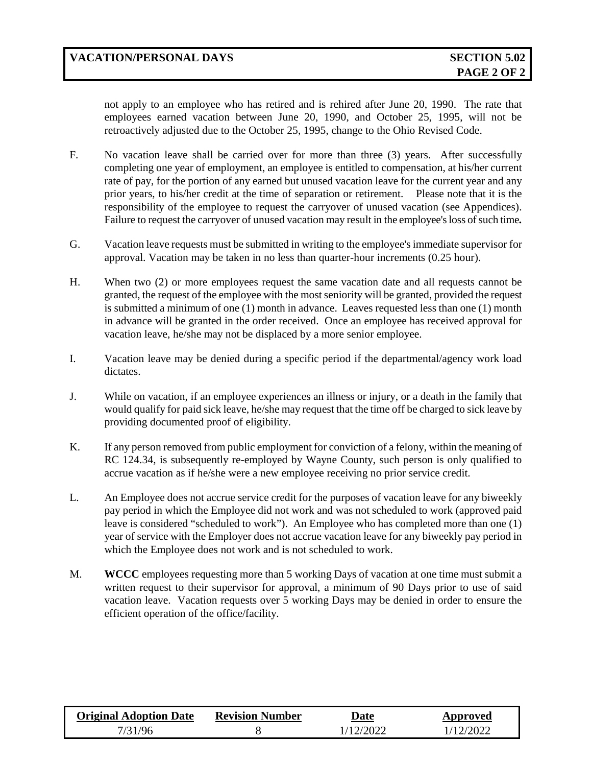not apply to an employee who has retired and is rehired after June 20, 1990. The rate that employees earned vacation between June 20, 1990, and October 25, 1995, will not be retroactively adjusted due to the October 25, 1995, change to the Ohio Revised Code.

F. No vacation leave shall be carried over for more than three (3) years. After successfully completing one year of employment, an employee is entitled to compensation, at his/her current rate of pay, for the portion of any earned but unused vacation leave for the current year and any prior years, to his/her credit at the time of separation or retirement. Please note that it is the responsibility of the employee to request the carryover of unused vacation (see Appendices). Failure to request the carryover of unused vacation may result in the employee's loss of such time**.**

G. Vacation leave requests must be submitted in writing to the employee's immediate supervisor for approval. Vacation may be taken in no less than quarter-hour increments (0.25 hour).

H. When two (2) or more employees request the same vacation date and all requests cannot be granted, the request of the employee with the most seniority will be granted, provided the request is submitted a minimum of one (1) month in advance. Leaves requested less than one (1) month in advance will be granted in the order received. Once an employee has received approval for vacation leave, he/she may not be displaced by a more senior employee.

I. Vacation leave may be denied during a specific period if the departmental/agency work load dictates.

J. While on vacation, if an employee experiences an illness or injury, or a death in the family that would qualify for paid sick leave, he/she may request that the time off be charged to sick leave by providing documented proof of eligibility.

K. If any person removed from public employment for conviction of a felony, within the meaning of RC 124.34, is subsequently re-employed by Wayne County, such person is only qualified to accrue vacation as if he/she were a new employee receiving no prior service credit.

L. An Employee does not accrue service credit for the purposes of vacation leave for any biweekly pay period in which the Employee did not work and was not scheduled to work (approved paid leave is considered "scheduled to work"). An Employee who has completed more than one (1) year of service with the Employer does not accrue vacation leave for any biweekly pay period in which the Employee does not work and is not scheduled to work.

M. **WCCC** employees requesting more than 5 working Days of vacation at one time must submit a written request to their supervisor for approval, a minimum of 90 Days prior to use of said vacation leave. Vacation requests over 5 working Days may be denied in order to ensure the efficient operation of the office/facility.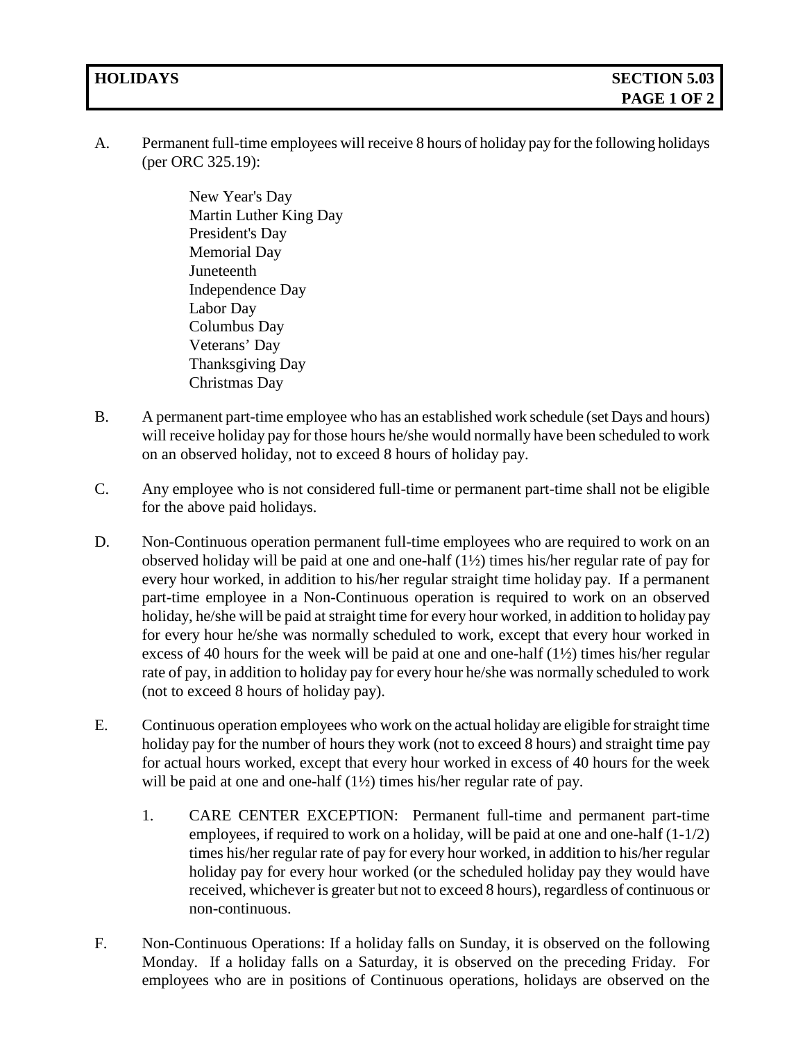**HOLIDAYS** **SECTION 5.03**

A. Permanent full-time employees will receive 8 hours of holiday pay for the following holidays (per ORC 325.19):

   New Year's Day
   Martin Luther King Day
   President's Day
   Memorial Day
   Juneteenth
   Independence Day
   Labor Day
   Columbus Day
   Veterans' Day
   Thanksgiving Day
   Christmas Day

B. A permanent part-time employee who has an established work schedule (set Days and hours) will receive holiday pay for those hours he/she would normally have been scheduled to work on an observed holiday, not to exceed 8 hours of holiday pay.

C. Any employee who is not considered full-time or permanent part-time shall not be eligible for the above paid holidays.

D. Non-Continuous operation permanent full-time employees who are required to work on an observed holiday will be paid at one and one-half (1½) times his/her regular rate of pay for every hour worked, in addition to his/her regular straight time holiday pay. If a permanent part-time employee in a Non-Continuous operation is required to work on an observed holiday, he/she will be paid at straight time for every hour worked, in addition to holiday pay for every hour he/she was normally scheduled to work, except that every hour worked in excess of 40 hours for the week will be paid at one and one-half (1½) times his/her regular rate of pay, in addition to holiday pay for every hour he/she was normally scheduled to work (not to exceed 8 hours of holiday pay).

E. Continuous operation employees who work on the actual holiday are eligible for straight time holiday pay for the number of hours they work (not to exceed 8 hours) and straight time pay for actual hours worked, except that every hour worked in excess of 40 hours for the week will be paid at one and one-half (1½) times his/her regular rate of pay.

   1. CARE CENTER EXCEPTION: Permanent full-time and permanent part-time employees, if required to work on a holiday, will be paid at one and one-half (1-1/2) times his/her regular rate of pay for every hour worked, in addition to his/her regular holiday pay for every hour worked (or the scheduled holiday pay they would have received, whichever is greater but not to exceed 8 hours), regardless of continuous or non-continuous.

F. Non-Continuous Operations: If a holiday falls on Sunday, it is observed on the following Monday. If a holiday falls on a Saturday, it is observed on the preceding Friday. For employees who are in positions of Continuous operations, holidays are observed on the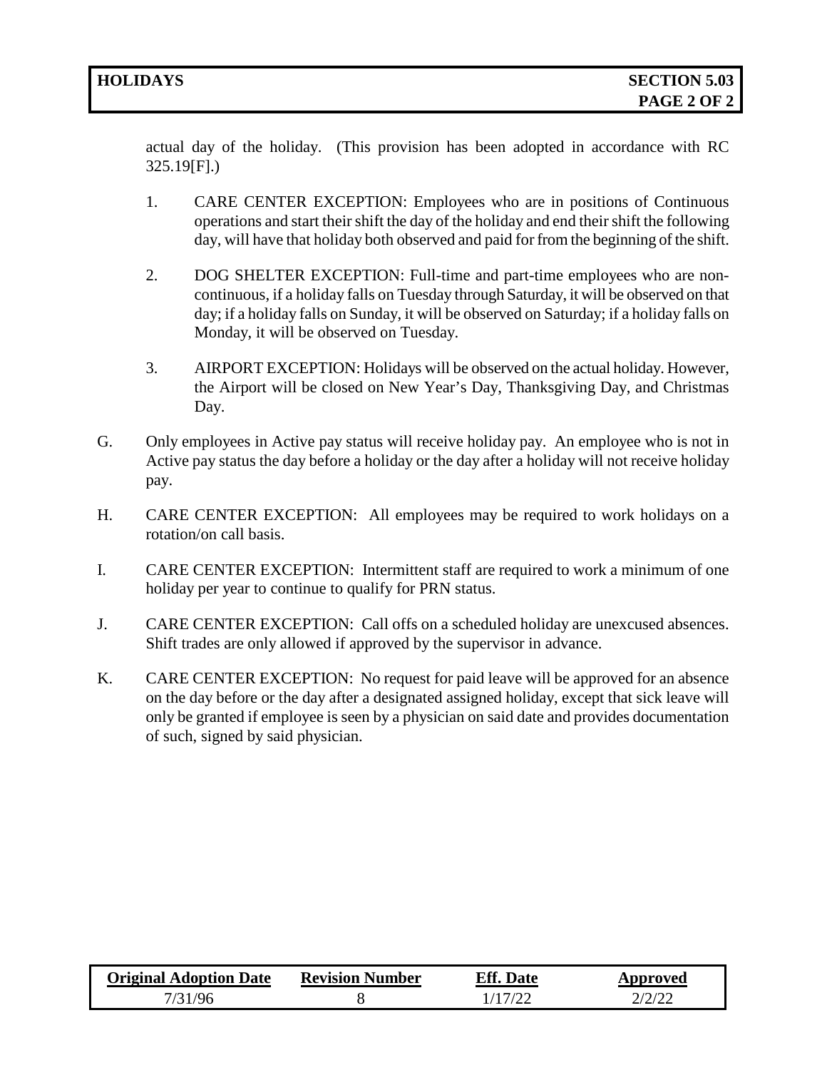actual day of the holiday. (This provision has been adopted in accordance with RC 325.19[F].)

1. CARE CENTER EXCEPTION: Employees who are in positions of Continuous operations and start their shift the day of the holiday and end their shift the following day, will have that holiday both observed and paid for from the beginning of the shift.

2. DOG SHELTER EXCEPTION: Full-time and part-time employees who are non-continuous, if a holiday falls on Tuesday through Saturday, it will be observed on that day; if a holiday falls on Sunday, it will be observed on Saturday; if a holiday falls on Monday, it will be observed on Tuesday.

3. AIRPORT EXCEPTION: Holidays will be observed on the actual holiday. However, the Airport will be closed on New Year's Day, Thanksgiving Day, and Christmas Day.

G. Only employees in Active pay status will receive holiday pay. An employee who is not in Active pay status the day before a holiday or the day after a holiday will not receive holiday pay.

H. CARE CENTER EXCEPTION: All employees may be required to work holidays on a rotation/on call basis.

I. CARE CENTER EXCEPTION: Intermittent staff are required to work a minimum of one holiday per year to continue to qualify for PRN status.

J. CARE CENTER EXCEPTION: Call offs on a scheduled holiday are unexcused absences. Shift trades are only allowed if approved by the supervisor in advance.

K. CARE CENTER EXCEPTION: No request for paid leave will be approved for an absence on the day before or the day after a designated assigned holiday, except that sick leave will only be granted if employee is seen by a physician on said date and provides documentation of such, signed by said physician.

| Original Adoption Date | Revision Number | Eff. Date | Approved |
|---|---|---|---|
| 7/31/96 | 8 | 1/17/22 | 2/2/22 |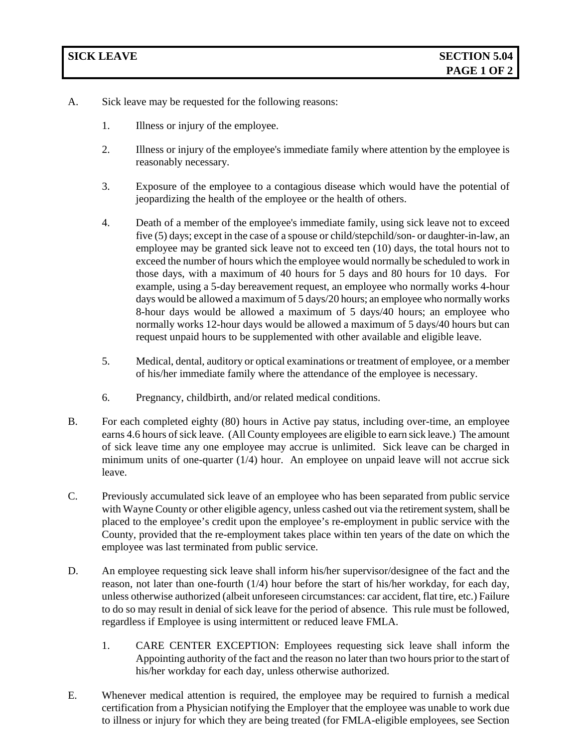## SICK LEAVE — SECTION 5.04

A. Sick leave may be requested for the following reasons:

1. Illness or injury of the employee.

2. Illness or injury of the employee's immediate family where attention by the employee is reasonably necessary.

3. Exposure of the employee to a contagious disease which would have the potential of jeopardizing the health of the employee or the health of others.

4. Death of a member of the employee's immediate family, using sick leave not to exceed five (5) days; except in the case of a spouse or child/stepchild/son- or daughter-in-law, an employee may be granted sick leave not to exceed ten (10) days, the total hours not to exceed the number of hours which the employee would normally be scheduled to work in those days, with a maximum of 40 hours for 5 days and 80 hours for 10 days. For example, using a 5-day bereavement request, an employee who normally works 4-hour days would be allowed a maximum of 5 days/20 hours; an employee who normally works 8-hour days would be allowed a maximum of 5 days/40 hours; an employee who normally works 12-hour days would be allowed a maximum of 5 days/40 hours but can request unpaid hours to be supplemented with other available and eligible leave.

5. Medical, dental, auditory or optical examinations or treatment of employee, or a member of his/her immediate family where the attendance of the employee is necessary.

6. Pregnancy, childbirth, and/or related medical conditions.

B. For each completed eighty (80) hours in Active pay status, including over-time, an employee earns 4.6 hours of sick leave. (All County employees are eligible to earn sick leave.) The amount of sick leave time any one employee may accrue is unlimited. Sick leave can be charged in minimum units of one-quarter (1/4) hour. An employee on unpaid leave will not accrue sick leave.

C. Previously accumulated sick leave of an employee who has been separated from public service with Wayne County or other eligible agency, unless cashed out via the retirement system, shall be placed to the employee's credit upon the employee's re-employment in public service with the County, provided that the re-employment takes place within ten years of the date on which the employee was last terminated from public service.

D. An employee requesting sick leave shall inform his/her supervisor/designee of the fact and the reason, not later than one-fourth (1/4) hour before the start of his/her workday, for each day, unless otherwise authorized (albeit unforeseen circumstances: car accident, flat tire, etc.) Failure to do so may result in denial of sick leave for the period of absence. This rule must be followed, regardless if Employee is using intermittent or reduced leave FMLA.

1. CARE CENTER EXCEPTION: Employees requesting sick leave shall inform the Appointing authority of the fact and the reason no later than two hours prior to the start of his/her workday for each day, unless otherwise authorized.

E. Whenever medical attention is required, the employee may be required to furnish a medical certification from a Physician notifying the Employer that the employee was unable to work due to illness or injury for which they are being treated (for FMLA-eligible employees, see Section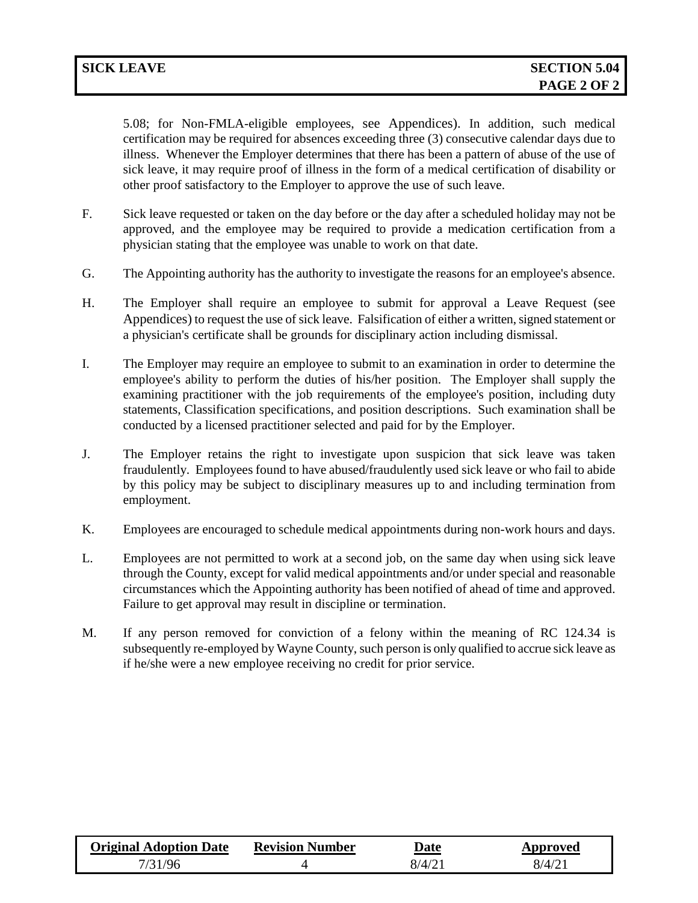5.08; for Non-FMLA-eligible employees, see Appendices). In addition, such medical certification may be required for absences exceeding three (3) consecutive calendar days due to illness. Whenever the Employer determines that there has been a pattern of abuse of the use of sick leave, it may require proof of illness in the form of a medical certification of disability or other proof satisfactory to the Employer to approve the use of such leave.

F. Sick leave requested or taken on the day before or the day after a scheduled holiday may not be approved, and the employee may be required to provide a medication certification from a physician stating that the employee was unable to work on that date.

G. The Appointing authority has the authority to investigate the reasons for an employee's absence.

H. The Employer shall require an employee to submit for approval a Leave Request (see Appendices) to request the use of sick leave. Falsification of either a written, signed statement or a physician's certificate shall be grounds for disciplinary action including dismissal.

I. The Employer may require an employee to submit to an examination in order to determine the employee's ability to perform the duties of his/her position. The Employer shall supply the examining practitioner with the job requirements of the employee's position, including duty statements, Classification specifications, and position descriptions. Such examination shall be conducted by a licensed practitioner selected and paid for by the Employer.

J. The Employer retains the right to investigate upon suspicion that sick leave was taken fraudulently. Employees found to have abused/fraudulently used sick leave or who fail to abide by this policy may be subject to disciplinary measures up to and including termination from employment.

K. Employees are encouraged to schedule medical appointments during non-work hours and days.

L. Employees are not permitted to work at a second job, on the same day when using sick leave through the County, except for valid medical appointments and/or under special and reasonable circumstances which the Appointing authority has been notified of ahead of time and approved. Failure to get approval may result in discipline or termination.

M. If any person removed for conviction of a felony within the meaning of RC 124.34 is subsequently re-employed by Wayne County, such person is only qualified to accrue sick leave as if he/she were a new employee receiving no credit for prior service.

| Original Adoption Date | Revision Number | Date | Approved |
|---|---|---|---|
| 7/31/96 | 4 | 8/4/21 | 8/4/21 |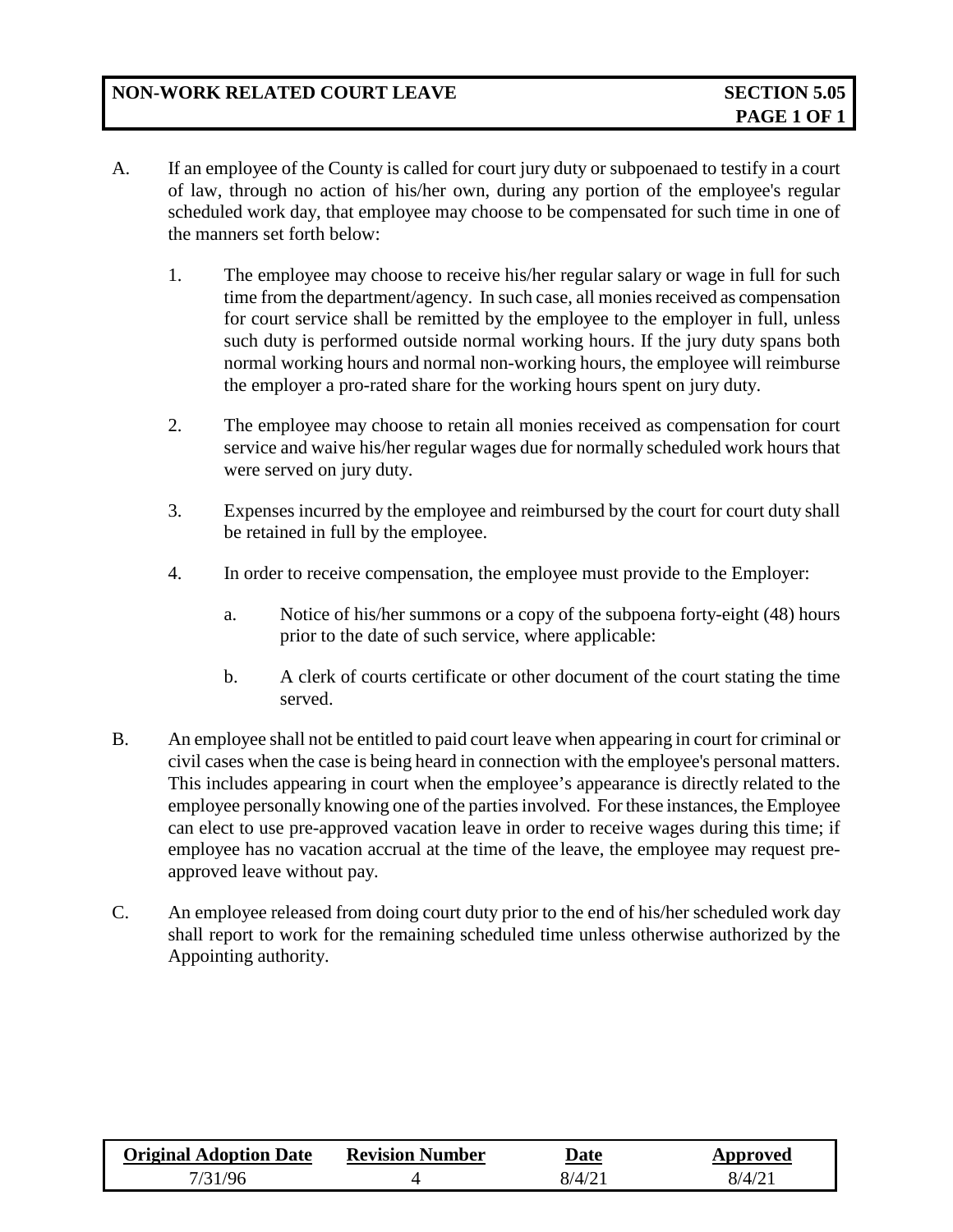# NON-WORK RELATED COURT LEAVE

**SECTION 5.05**

A. If an employee of the County is called for court jury duty or subpoenaed to testify in a court of law, through no action of his/her own, during any portion of the employee's regular scheduled work day, that employee may choose to be compensated for such time in one of the manners set forth below:

1. The employee may choose to receive his/her regular salary or wage in full for such time from the department/agency. In such case, all monies received as compensation for court service shall be remitted by the employee to the employer in full, unless such duty is performed outside normal working hours. If the jury duty spans both normal working hours and normal non-working hours, the employee will reimburse the employer a pro-rated share for the working hours spent on jury duty.

2. The employee may choose to retain all monies received as compensation for court service and waive his/her regular wages due for normally scheduled work hours that were served on jury duty.

3. Expenses incurred by the employee and reimbursed by the court for court duty shall be retained in full by the employee.

4. In order to receive compensation, the employee must provide to the Employer:

   a. Notice of his/her summons or a copy of the subpoena forty-eight (48) hours prior to the date of such service, where applicable:

   b. A clerk of courts certificate or other document of the court stating the time served.

B. An employee shall not be entitled to paid court leave when appearing in court for criminal or civil cases when the case is being heard in connection with the employee's personal matters. This includes appearing in court when the employee's appearance is directly related to the employee personally knowing one of the parties involved. For these instances, the Employee can elect to use pre-approved vacation leave in order to receive wages during this time; if employee has no vacation accrual at the time of the leave, the employee may request pre-approved leave without pay.

C. An employee released from doing court duty prior to the end of his/her scheduled work day shall report to work for the remaining scheduled time unless otherwise authorized by the Appointing authority.

| Original Adoption Date | Revision Number | Date | Approved |
|---|---|---|---|
| 7/31/96 | 4 | 8/4/21 | 8/4/21 |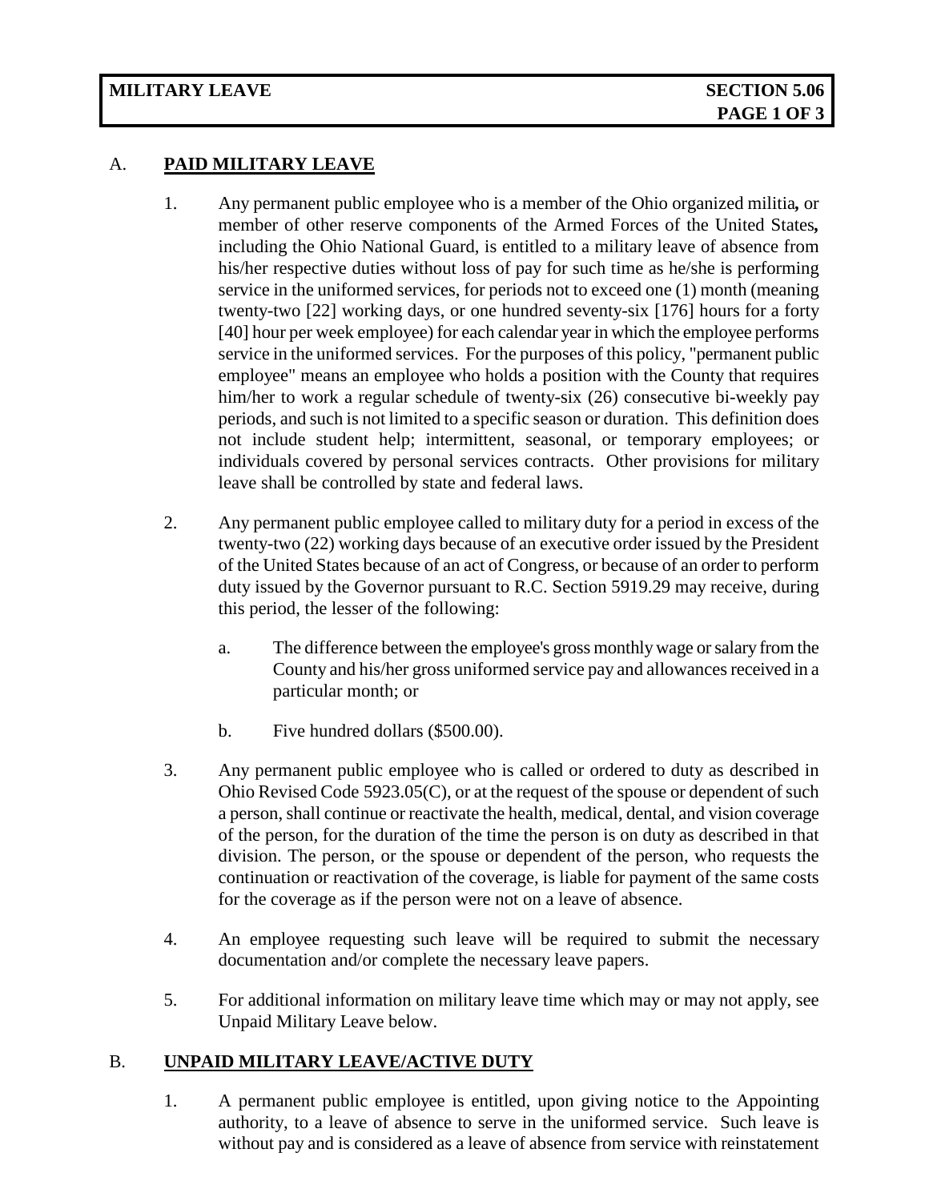## MILITARY LEAVE

### A. PAID MILITARY LEAVE

1. Any permanent public employee who is a member of the Ohio organized militia**,** or member of other reserve components of the Armed Forces of the United States**,** including the Ohio National Guard, is entitled to a military leave of absence from his/her respective duties without loss of pay for such time as he/she is performing service in the uniformed services, for periods not to exceed one (1) month (meaning twenty-two [22] working days, or one hundred seventy-six [176] hours for a forty [40] hour per week employee) for each calendar year in which the employee performs service in the uniformed services. For the purposes of this policy, "permanent public employee" means an employee who holds a position with the County that requires him/her to work a regular schedule of twenty-six (26) consecutive bi-weekly pay periods, and such is not limited to a specific season or duration. This definition does not include student help; intermittent, seasonal, or temporary employees; or individuals covered by personal services contracts. Other provisions for military leave shall be controlled by state and federal laws.

2. Any permanent public employee called to military duty for a period in excess of the twenty-two (22) working days because of an executive order issued by the President of the United States because of an act of Congress, or because of an order to perform duty issued by the Governor pursuant to R.C. Section 5919.29 may receive, during this period, the lesser of the following:

   a. The difference between the employee's gross monthly wage or salary from the County and his/her gross uniformed service pay and allowances received in a particular month; or

   b. Five hundred dollars ($500.00).

3. Any permanent public employee who is called or ordered to duty as described in Ohio Revised Code 5923.05(C), or at the request of the spouse or dependent of such a person, shall continue or reactivate the health, medical, dental, and vision coverage of the person, for the duration of the time the person is on duty as described in that division. The person, or the spouse or dependent of the person, who requests the continuation or reactivation of the coverage, is liable for payment of the same costs for the coverage as if the person were not on a leave of absence.

4. An employee requesting such leave will be required to submit the necessary documentation and/or complete the necessary leave papers.

5. For additional information on military leave time which may or may not apply, see Unpaid Military Leave below.

### B. UNPAID MILITARY LEAVE/ACTIVE DUTY

1. A permanent public employee is entitled, upon giving notice to the Appointing authority, to a leave of absence to serve in the uniformed service. Such leave is without pay and is considered as a leave of absence from service with reinstatement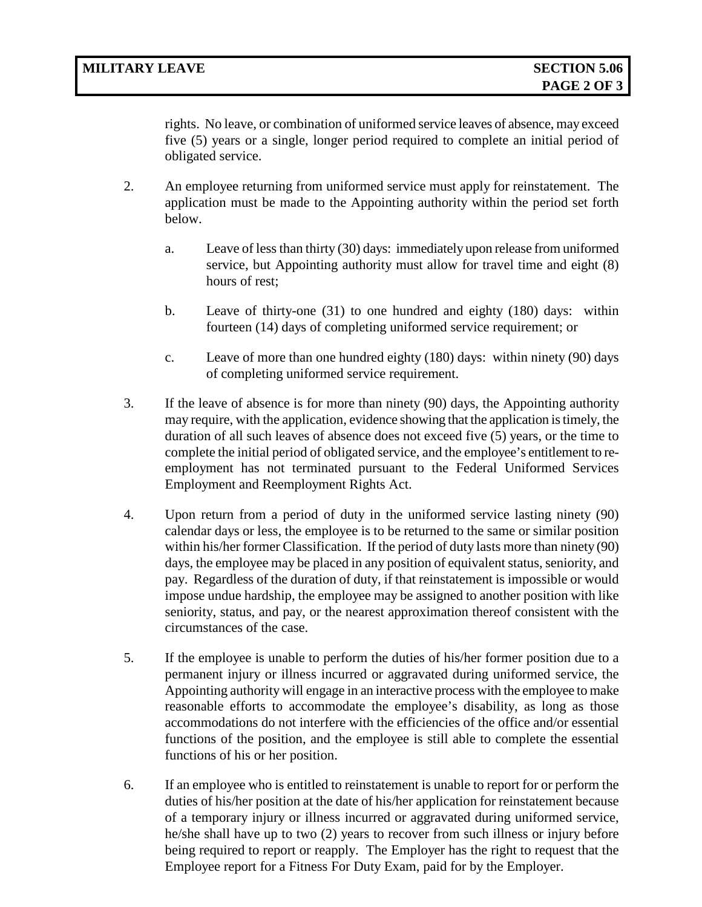rights. No leave, or combination of uniformed service leaves of absence, may exceed five (5) years or a single, longer period required to complete an initial period of obligated service.

2. An employee returning from uniformed service must apply for reinstatement. The application must be made to the Appointing authority within the period set forth below.

   a. Leave of less than thirty (30) days: immediately upon release from uniformed service, but Appointing authority must allow for travel time and eight (8) hours of rest;

   b. Leave of thirty-one (31) to one hundred and eighty (180) days: within fourteen (14) days of completing uniformed service requirement; or

   c. Leave of more than one hundred eighty (180) days: within ninety (90) days of completing uniformed service requirement.

3. If the leave of absence is for more than ninety (90) days, the Appointing authority may require, with the application, evidence showing that the application is timely, the duration of all such leaves of absence does not exceed five (5) years, or the time to complete the initial period of obligated service, and the employee's entitlement to re-employment has not terminated pursuant to the Federal Uniformed Services Employment and Reemployment Rights Act.

4. Upon return from a period of duty in the uniformed service lasting ninety (90) calendar days or less, the employee is to be returned to the same or similar position within his/her former Classification. If the period of duty lasts more than ninety (90) days, the employee may be placed in any position of equivalent status, seniority, and pay. Regardless of the duration of duty, if that reinstatement is impossible or would impose undue hardship, the employee may be assigned to another position with like seniority, status, and pay, or the nearest approximation thereof consistent with the circumstances of the case.

5. If the employee is unable to perform the duties of his/her former position due to a permanent injury or illness incurred or aggravated during uniformed service, the Appointing authority will engage in an interactive process with the employee to make reasonable efforts to accommodate the employee's disability, as long as those accommodations do not interfere with the efficiencies of the office and/or essential functions of the position, and the employee is still able to complete the essential functions of his or her position.

6. If an employee who is entitled to reinstatement is unable to report for or perform the duties of his/her position at the date of his/her application for reinstatement because of a temporary injury or illness incurred or aggravated during uniformed service, he/she shall have up to two (2) years to recover from such illness or injury before being required to report or reapply. The Employer has the right to request that the Employee report for a Fitness For Duty Exam, paid for by the Employer.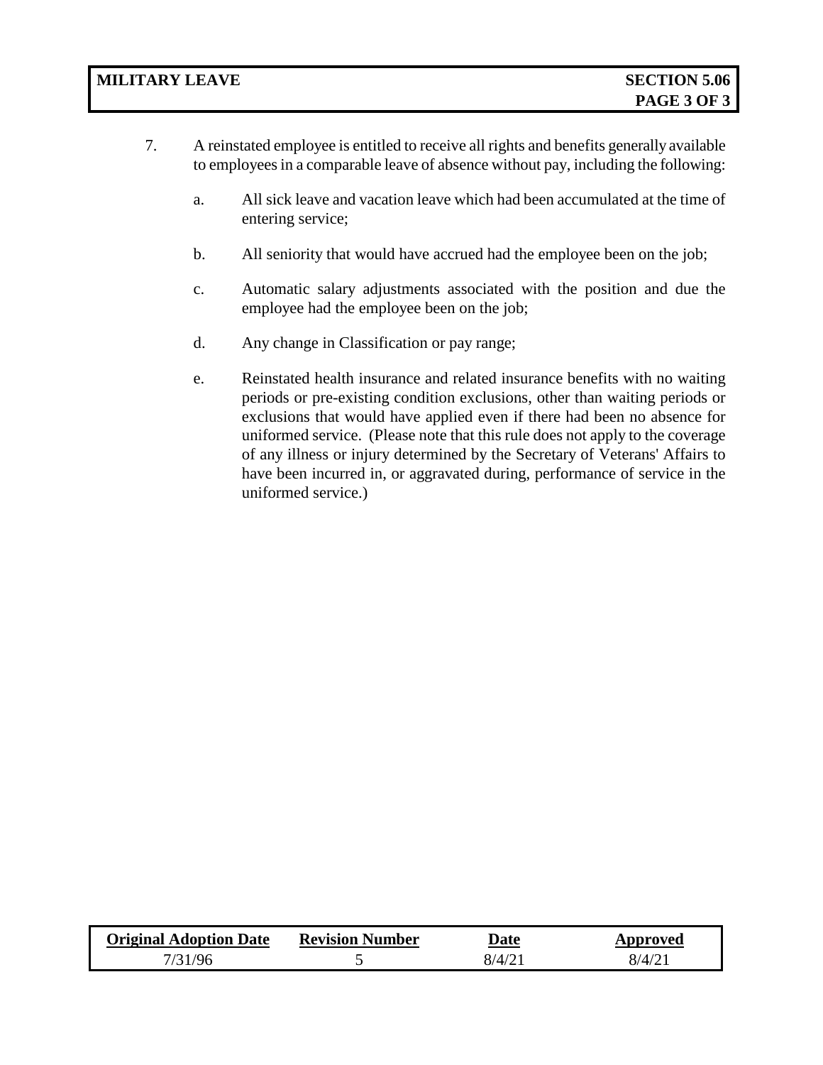7. A reinstated employee is entitled to receive all rights and benefits generally available to employees in a comparable leave of absence without pay, including the following:

   a. All sick leave and vacation leave which had been accumulated at the time of entering service;

   b. All seniority that would have accrued had the employee been on the job;

   c. Automatic salary adjustments associated with the position and due the employee had the employee been on the job;

   d. Any change in Classification or pay range;

   e. Reinstated health insurance and related insurance benefits with no waiting periods or pre-existing condition exclusions, other than waiting periods or exclusions that would have applied even if there had been no absence for uniformed service. (Please note that this rule does not apply to the coverage of any illness or injury determined by the Secretary of Veterans' Affairs to have been incurred in, or aggravated during, performance of service in the uniformed service.)

| Original Adoption Date | Revision Number | Date | Approved |
|---|---|---|---|
| 7/31/96 | 5 | 8/4/21 | 8/4/21 |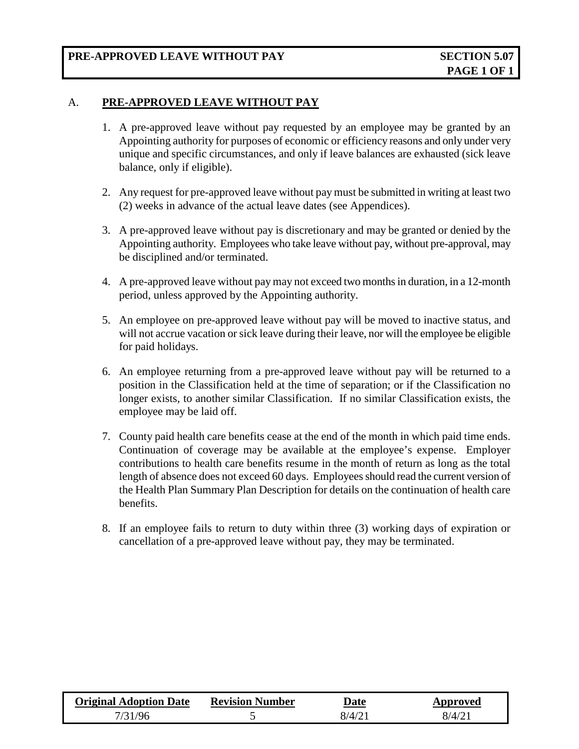## PRE-APPROVED LEAVE WITHOUT PAY — SECTION 5.07

### A. PRE-APPROVED LEAVE WITHOUT PAY

1. A pre-approved leave without pay requested by an employee may be granted by an Appointing authority for purposes of economic or efficiency reasons and only under very unique and specific circumstances, and only if leave balances are exhausted (sick leave balance, only if eligible).

2. Any request for pre-approved leave without pay must be submitted in writing at least two (2) weeks in advance of the actual leave dates (see Appendices).

3. A pre-approved leave without pay is discretionary and may be granted or denied by the Appointing authority. Employees who take leave without pay, without pre-approval, may be disciplined and/or terminated.

4. A pre-approved leave without pay may not exceed two months in duration, in a 12-month period, unless approved by the Appointing authority.

5. An employee on pre-approved leave without pay will be moved to inactive status, and will not accrue vacation or sick leave during their leave, nor will the employee be eligible for paid holidays.

6. An employee returning from a pre-approved leave without pay will be returned to a position in the Classification held at the time of separation; or if the Classification no longer exists, to another similar Classification. If no similar Classification exists, the employee may be laid off.

7. County paid health care benefits cease at the end of the month in which paid time ends. Continuation of coverage may be available at the employee's expense. Employer contributions to health care benefits resume in the month of return as long as the total length of absence does not exceed 60 days. Employees should read the current version of the Health Plan Summary Plan Description for details on the continuation of health care benefits.

8. If an employee fails to return to duty within three (3) working days of expiration or cancellation of a pre-approved leave without pay, they may be terminated.

| Original Adoption Date | Revision Number | Date | Approved |
|---|---|---|---|
| 7/31/96 | 5 | 8/4/21 | 8/4/21 |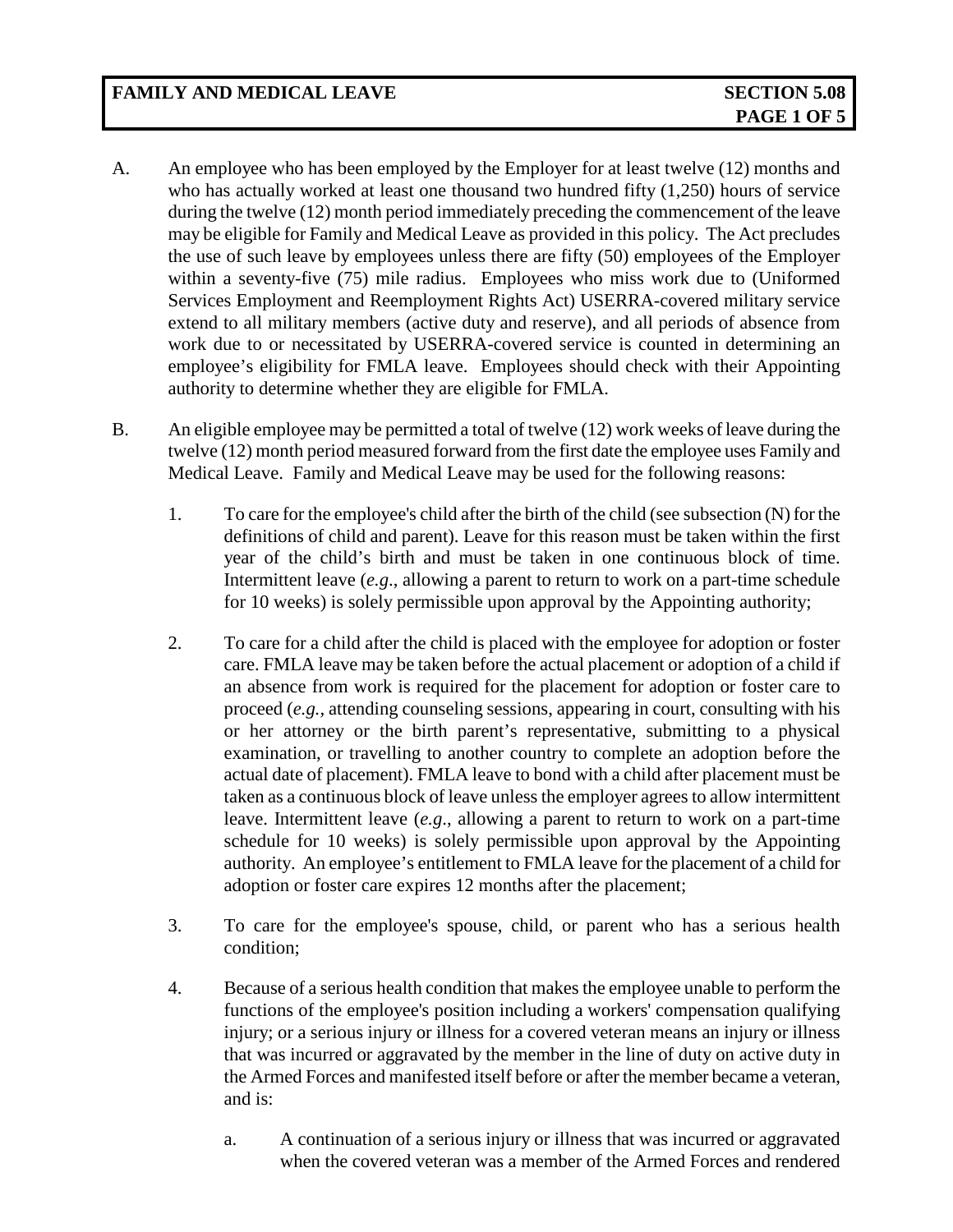# FAMILY AND MEDICAL LEAVE

A. An employee who has been employed by the Employer for at least twelve (12) months and who has actually worked at least one thousand two hundred fifty (1,250) hours of service during the twelve (12) month period immediately preceding the commencement of the leave may be eligible for Family and Medical Leave as provided in this policy. The Act precludes the use of such leave by employees unless there are fifty (50) employees of the Employer within a seventy-five (75) mile radius. Employees who miss work due to (Uniformed Services Employment and Reemployment Rights Act) USERRA-covered military service extend to all military members (active duty and reserve), and all periods of absence from work due to or necessitated by USERRA-covered service is counted in determining an employee's eligibility for FMLA leave. Employees should check with their Appointing authority to determine whether they are eligible for FMLA.

B. An eligible employee may be permitted a total of twelve (12) work weeks of leave during the twelve (12) month period measured forward from the first date the employee uses Family and Medical Leave. Family and Medical Leave may be used for the following reasons:

   1. To care for the employee's child after the birth of the child (see subsection (N) for the definitions of child and parent). Leave for this reason must be taken within the first year of the child's birth and must be taken in one continuous block of time. Intermittent leave (*e.g*., allowing a parent to return to work on a part-time schedule for 10 weeks) is solely permissible upon approval by the Appointing authority;

   2. To care for a child after the child is placed with the employee for adoption or foster care. FMLA leave may be taken before the actual placement or adoption of a child if an absence from work is required for the placement for adoption or foster care to proceed (*e.g.*, attending counseling sessions, appearing in court, consulting with his or her attorney or the birth parent's representative, submitting to a physical examination, or travelling to another country to complete an adoption before the actual date of placement). FMLA leave to bond with a child after placement must be taken as a continuous block of leave unless the employer agrees to allow intermittent leave. Intermittent leave (*e.g*., allowing a parent to return to work on a part-time schedule for 10 weeks) is solely permissible upon approval by the Appointing authority. An employee's entitlement to FMLA leave for the placement of a child for adoption or foster care expires 12 months after the placement;

   3. To care for the employee's spouse, child, or parent who has a serious health condition;

   4. Because of a serious health condition that makes the employee unable to perform the functions of the employee's position including a workers' compensation qualifying injury; or a serious injury or illness for a covered veteran means an injury or illness that was incurred or aggravated by the member in the line of duty on active duty in the Armed Forces and manifested itself before or after the member became a veteran, and is:

      a. A continuation of a serious injury or illness that was incurred or aggravated when the covered veteran was a member of the Armed Forces and rendered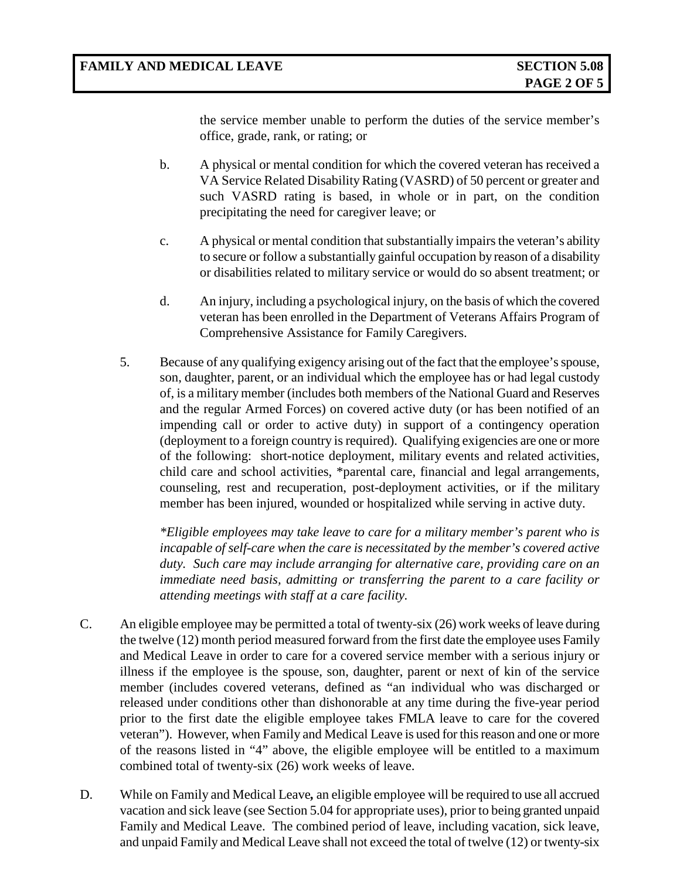the service member unable to perform the duties of the service member's office, grade, rank, or rating; or

b. A physical or mental condition for which the covered veteran has received a VA Service Related Disability Rating (VASRD) of 50 percent or greater and such VASRD rating is based, in whole or in part, on the condition precipitating the need for caregiver leave; or

c. A physical or mental condition that substantially impairs the veteran's ability to secure or follow a substantially gainful occupation by reason of a disability or disabilities related to military service or would do so absent treatment; or

d. An injury, including a psychological injury, on the basis of which the covered veteran has been enrolled in the Department of Veterans Affairs Program of Comprehensive Assistance for Family Caregivers.

5. Because of any qualifying exigency arising out of the fact that the employee's spouse, son, daughter, parent, or an individual which the employee has or had legal custody of, is a military member (includes both members of the National Guard and Reserves and the regular Armed Forces) on covered active duty (or has been notified of an impending call or order to active duty) in support of a contingency operation (deployment to a foreign country is required). Qualifying exigencies are one or more of the following: short-notice deployment, military events and related activities, child care and school activities, *parental care, financial and legal arrangements, counseling, rest and recuperation, post-deployment activities, or if the military member has been injured, wounded or hospitalized while serving in active duty.

*\*Eligible employees may take leave to care for a military member's parent who is incapable of self-care when the care is necessitated by the member's covered active duty. Such care may include arranging for alternative care, providing care on an immediate need basis, admitting or transferring the parent to a care facility or attending meetings with staff at a care facility.*

C. An eligible employee may be permitted a total of twenty-six (26) work weeks of leave during the twelve (12) month period measured forward from the first date the employee uses Family and Medical Leave in order to care for a covered service member with a serious injury or illness if the employee is the spouse, son, daughter, parent or next of kin of the service member (includes covered veterans, defined as "an individual who was discharged or released under conditions other than dishonorable at any time during the five-year period prior to the first date the eligible employee takes FMLA leave to care for the covered veteran"). However, when Family and Medical Leave is used for this reason and one or more of the reasons listed in "4" above, the eligible employee will be entitled to a maximum combined total of twenty-six (26) work weeks of leave.

D. While on Family and Medical Leave**,** an eligible employee will be required to use all accrued vacation and sick leave (see Section 5.04 for appropriate uses), prior to being granted unpaid Family and Medical Leave. The combined period of leave, including vacation, sick leave, and unpaid Family and Medical Leave shall not exceed the total of twelve (12) or twenty-six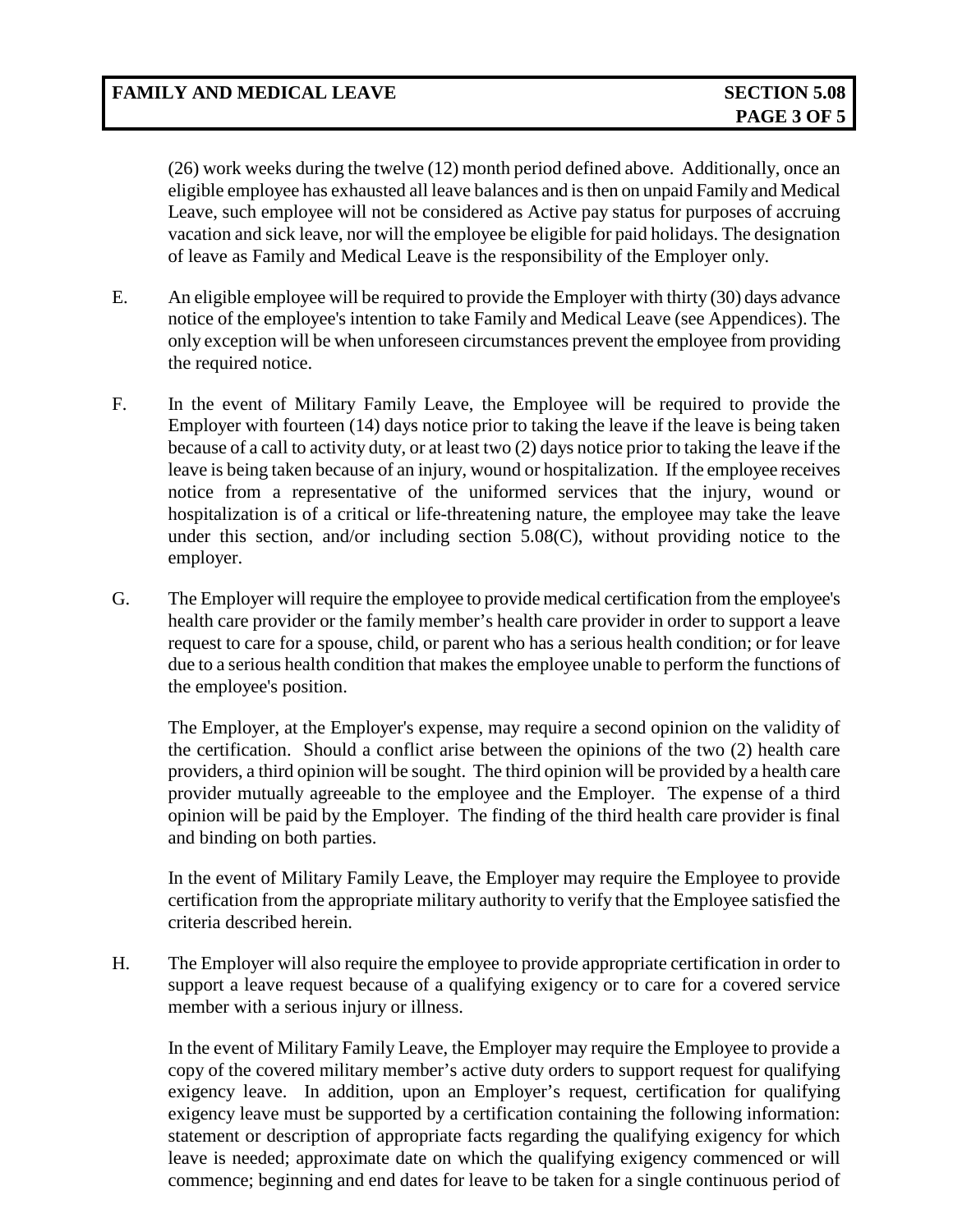(26) work weeks during the twelve (12) month period defined above. Additionally, once an eligible employee has exhausted all leave balances and is then on unpaid Family and Medical Leave, such employee will not be considered as Active pay status for purposes of accruing vacation and sick leave, nor will the employee be eligible for paid holidays. The designation of leave as Family and Medical Leave is the responsibility of the Employer only.

E. An eligible employee will be required to provide the Employer with thirty (30) days advance notice of the employee's intention to take Family and Medical Leave (see Appendices). The only exception will be when unforeseen circumstances prevent the employee from providing the required notice.

F. In the event of Military Family Leave, the Employee will be required to provide the Employer with fourteen (14) days notice prior to taking the leave if the leave is being taken because of a call to activity duty, or at least two (2) days notice prior to taking the leave if the leave is being taken because of an injury, wound or hospitalization. If the employee receives notice from a representative of the uniformed services that the injury, wound or hospitalization is of a critical or life-threatening nature, the employee may take the leave under this section, and/or including section 5.08(C), without providing notice to the employer.

G. The Employer will require the employee to provide medical certification from the employee's health care provider or the family member's health care provider in order to support a leave request to care for a spouse, child, or parent who has a serious health condition; or for leave due to a serious health condition that makes the employee unable to perform the functions of the employee's position.

The Employer, at the Employer's expense, may require a second opinion on the validity of the certification. Should a conflict arise between the opinions of the two (2) health care providers, a third opinion will be sought. The third opinion will be provided by a health care provider mutually agreeable to the employee and the Employer. The expense of a third opinion will be paid by the Employer. The finding of the third health care provider is final and binding on both parties.

In the event of Military Family Leave, the Employer may require the Employee to provide certification from the appropriate military authority to verify that the Employee satisfied the criteria described herein.

H. The Employer will also require the employee to provide appropriate certification in order to support a leave request because of a qualifying exigency or to care for a covered service member with a serious injury or illness.

In the event of Military Family Leave, the Employer may require the Employee to provide a copy of the covered military member's active duty orders to support request for qualifying exigency leave. In addition, upon an Employer's request, certification for qualifying exigency leave must be supported by a certification containing the following information: statement or description of appropriate facts regarding the qualifying exigency for which leave is needed; approximate date on which the qualifying exigency commenced or will commence; beginning and end dates for leave to be taken for a single continuous period of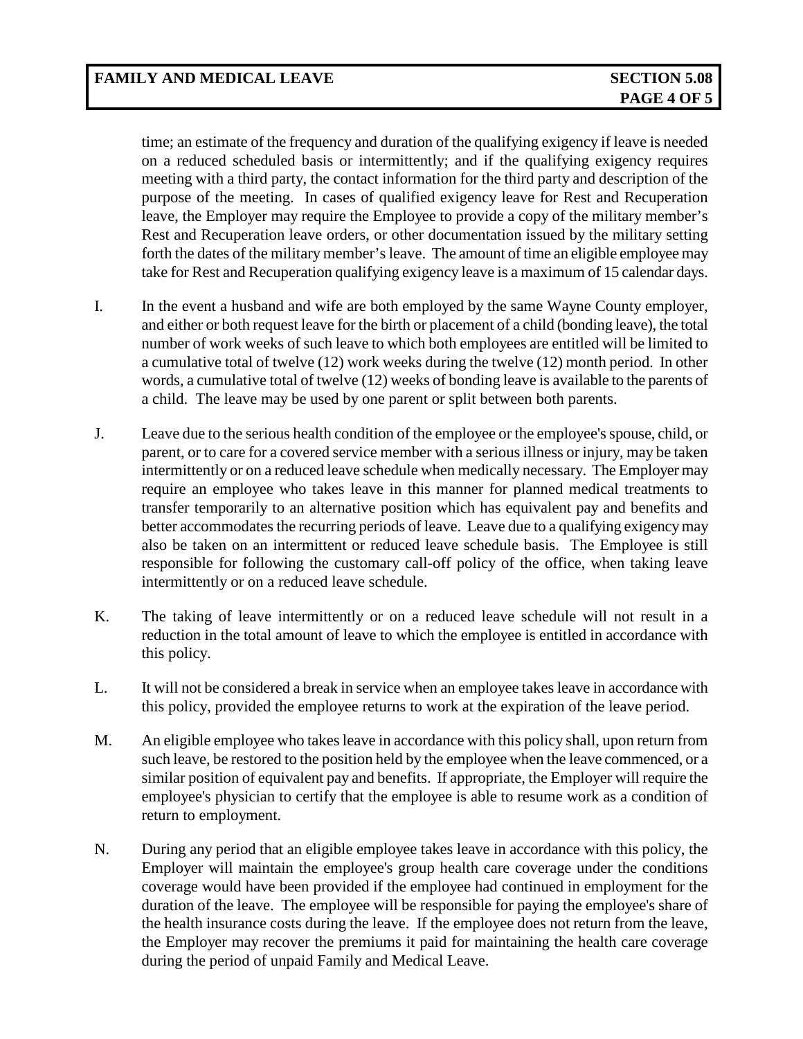time; an estimate of the frequency and duration of the qualifying exigency if leave is needed on a reduced scheduled basis or intermittently; and if the qualifying exigency requires meeting with a third party, the contact information for the third party and description of the purpose of the meeting. In cases of qualified exigency leave for Rest and Recuperation leave, the Employer may require the Employee to provide a copy of the military member's Rest and Recuperation leave orders, or other documentation issued by the military setting forth the dates of the military member's leave. The amount of time an eligible employee may take for Rest and Recuperation qualifying exigency leave is a maximum of 15 calendar days.

I. In the event a husband and wife are both employed by the same Wayne County employer, and either or both request leave for the birth or placement of a child (bonding leave), the total number of work weeks of such leave to which both employees are entitled will be limited to a cumulative total of twelve (12) work weeks during the twelve (12) month period. In other words, a cumulative total of twelve (12) weeks of bonding leave is available to the parents of a child. The leave may be used by one parent or split between both parents.

J. Leave due to the serious health condition of the employee or the employee's spouse, child, or parent, or to care for a covered service member with a serious illness or injury, may be taken intermittently or on a reduced leave schedule when medically necessary. The Employer may require an employee who takes leave in this manner for planned medical treatments to transfer temporarily to an alternative position which has equivalent pay and benefits and better accommodates the recurring periods of leave. Leave due to a qualifying exigency may also be taken on an intermittent or reduced leave schedule basis. The Employee is still responsible for following the customary call-off policy of the office, when taking leave intermittently or on a reduced leave schedule.

K. The taking of leave intermittently or on a reduced leave schedule will not result in a reduction in the total amount of leave to which the employee is entitled in accordance with this policy.

L. It will not be considered a break in service when an employee takes leave in accordance with this policy, provided the employee returns to work at the expiration of the leave period.

M. An eligible employee who takes leave in accordance with this policy shall, upon return from such leave, be restored to the position held by the employee when the leave commenced, or a similar position of equivalent pay and benefits. If appropriate, the Employer will require the employee's physician to certify that the employee is able to resume work as a condition of return to employment.

N. During any period that an eligible employee takes leave in accordance with this policy, the Employer will maintain the employee's group health care coverage under the conditions coverage would have been provided if the employee had continued in employment for the duration of the leave. The employee will be responsible for paying the employee's share of the health insurance costs during the leave. If the employee does not return from the leave, the Employer may recover the premiums it paid for maintaining the health care coverage during the period of unpaid Family and Medical Leave.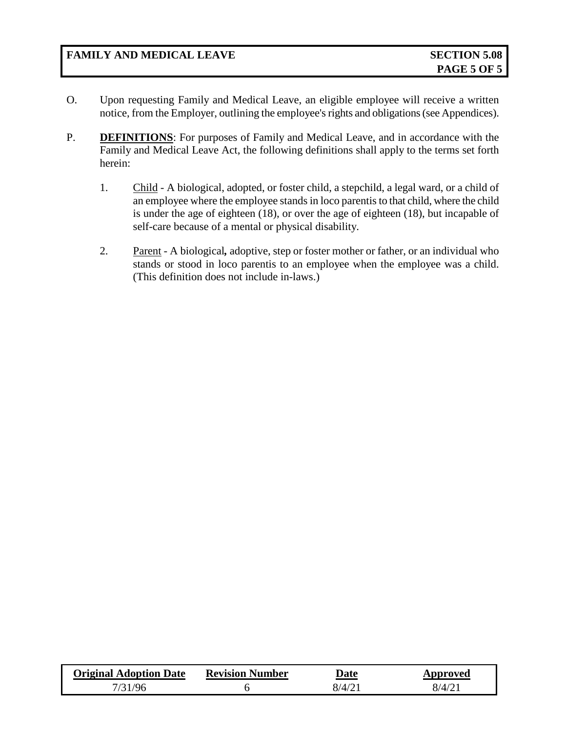O. Upon requesting Family and Medical Leave, an eligible employee will receive a written notice, from the Employer, outlining the employee's rights and obligations (see Appendices).

P. **DEFINITIONS**: For purposes of Family and Medical Leave, and in accordance with the Family and Medical Leave Act, the following definitions shall apply to the terms set forth herein:

1. Child - A biological, adopted, or foster child, a stepchild, a legal ward, or a child of an employee where the employee stands in loco parentis to that child, where the child is under the age of eighteen (18), or over the age of eighteen (18), but incapable of self-care because of a mental or physical disability.

2. Parent - A biological**,** adoptive, step or foster mother or father, or an individual who stands or stood in loco parentis to an employee when the employee was a child. (This definition does not include in-laws.)

| Original Adoption Date | Revision Number | Date | Approved |
|---|---|---|---|
| 7/31/96 | 6 | 8/4/21 | 8/4/21 |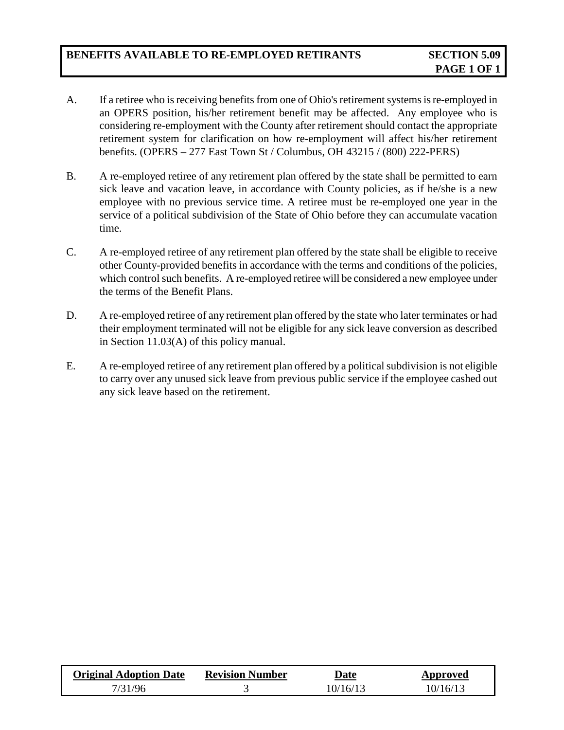## BENEFITS AVAILABLE TO RE-EMPLOYED RETIRANTS — SECTION 5.09

A. If a retiree who is receiving benefits from one of Ohio's retirement systems is re-employed in an OPERS position, his/her retirement benefit may be affected. Any employee who is considering re-employment with the County after retirement should contact the appropriate retirement system for clarification on how re-employment will affect his/her retirement benefits. (OPERS – 277 East Town St / Columbus, OH 43215 / (800) 222-PERS)

B. A re-employed retiree of any retirement plan offered by the state shall be permitted to earn sick leave and vacation leave, in accordance with County policies, as if he/she is a new employee with no previous service time. A retiree must be re-employed one year in the service of a political subdivision of the State of Ohio before they can accumulate vacation time.

C. A re-employed retiree of any retirement plan offered by the state shall be eligible to receive other County-provided benefits in accordance with the terms and conditions of the policies, which control such benefits. A re-employed retiree will be considered a new employee under the terms of the Benefit Plans.

D. A re-employed retiree of any retirement plan offered by the state who later terminates or had their employment terminated will not be eligible for any sick leave conversion as described in Section 11.03(A) of this policy manual.

E. A re-employed retiree of any retirement plan offered by a political subdivision is not eligible to carry over any unused sick leave from previous public service if the employee cashed out any sick leave based on the retirement.

| Original Adoption Date | Revision Number | Date | Approved |
|---|---|---|---|
| 7/31/96 | 3 | 10/16/13 | 10/16/13 |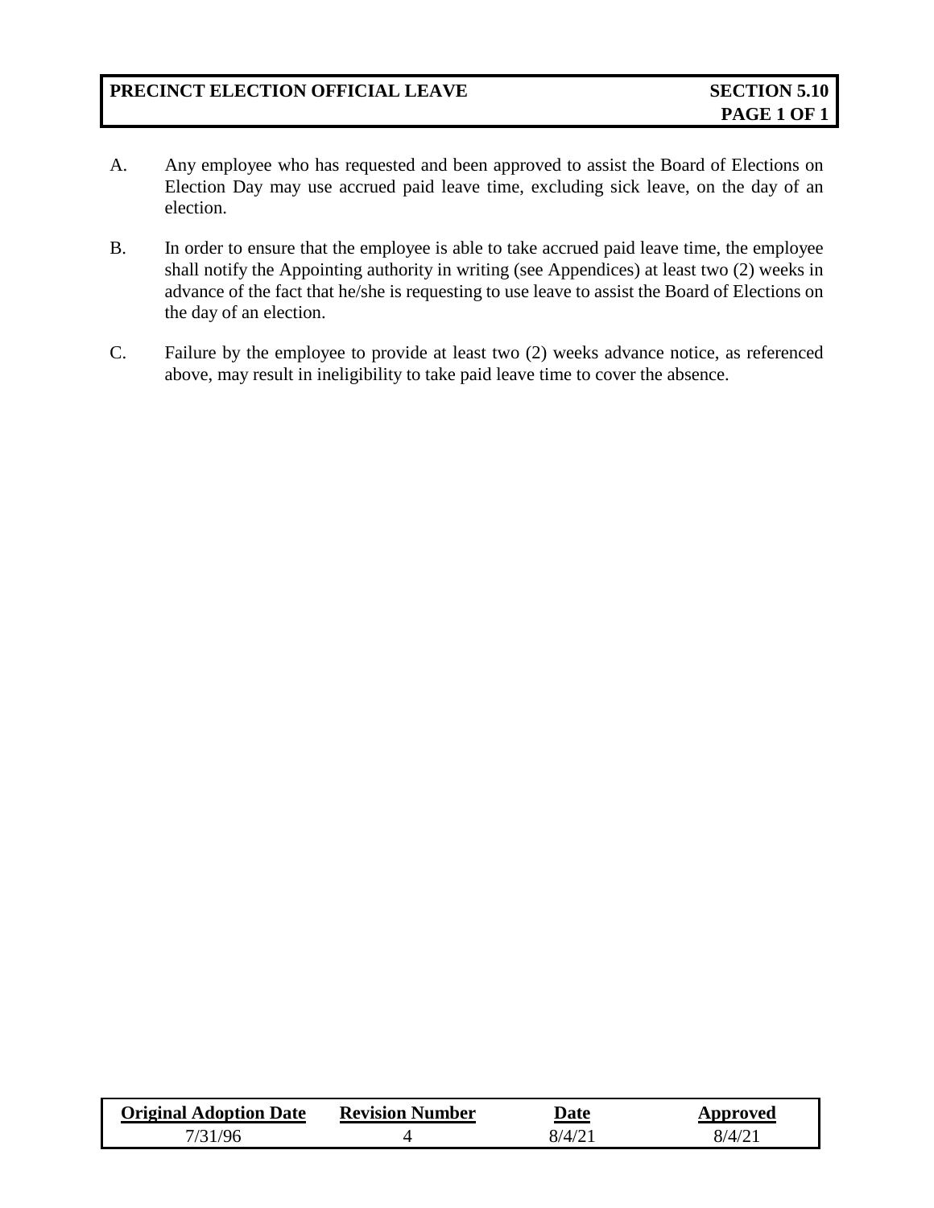## PRECINCT ELECTION OFFICIAL LEAVE — SECTION 5.10

A. Any employee who has requested and been approved to assist the Board of Elections on Election Day may use accrued paid leave time, excluding sick leave, on the day of an election.

B. In order to ensure that the employee is able to take accrued paid leave time, the employee shall notify the Appointing authority in writing (see Appendices) at least two (2) weeks in advance of the fact that he/she is requesting to use leave to assist the Board of Elections on the day of an election.

C. Failure by the employee to provide at least two (2) weeks advance notice, as referenced above, may result in ineligibility to take paid leave time to cover the absence.

| Original Adoption Date | Revision Number | Date | Approved |
| --- | --- | --- | --- |
| 7/31/96 | 4 | 8/4/21 | 8/4/21 |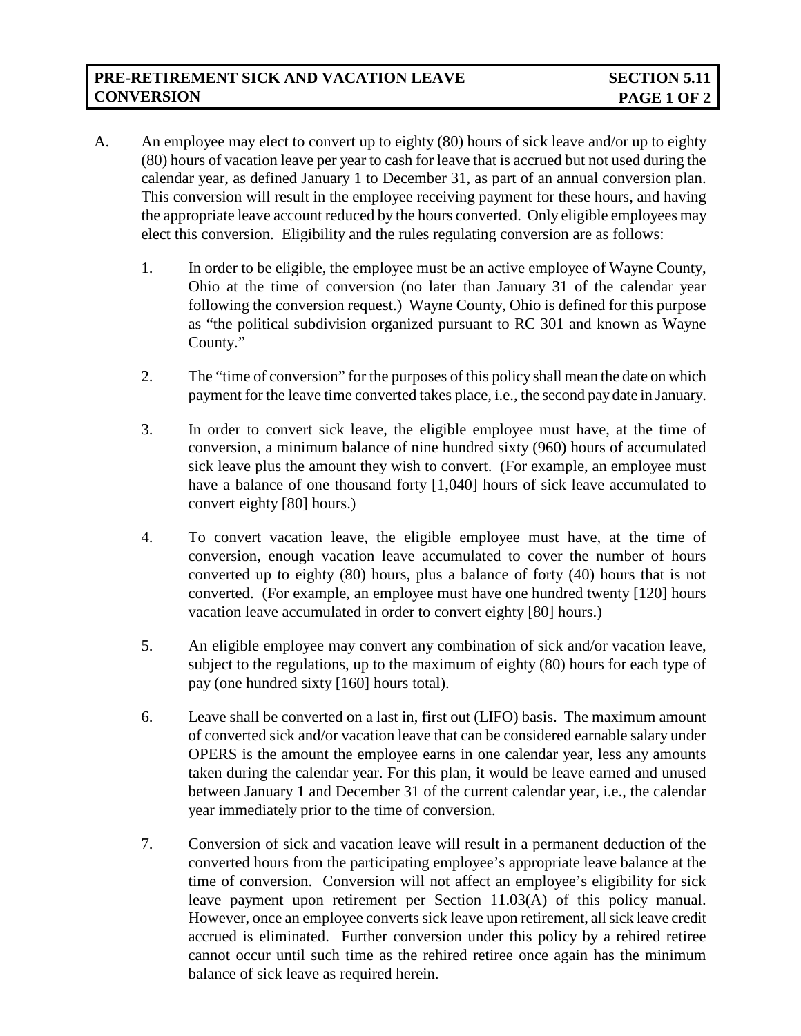# PRE-RETIREMENT SICK AND VACATION LEAVE CONVERSION

**SECTION 5.11**

A. An employee may elect to convert up to eighty (80) hours of sick leave and/or up to eighty (80) hours of vacation leave per year to cash for leave that is accrued but not used during the calendar year, as defined January 1 to December 31, as part of an annual conversion plan. This conversion will result in the employee receiving payment for these hours, and having the appropriate leave account reduced by the hours converted. Only eligible employees may elect this conversion. Eligibility and the rules regulating conversion are as follows:

1. In order to be eligible, the employee must be an active employee of Wayne County, Ohio at the time of conversion (no later than January 31 of the calendar year following the conversion request.) Wayne County, Ohio is defined for this purpose as "the political subdivision organized pursuant to RC 301 and known as Wayne County."

2. The "time of conversion" for the purposes of this policy shall mean the date on which payment for the leave time converted takes place, i.e., the second pay date in January.

3. In order to convert sick leave, the eligible employee must have, at the time of conversion, a minimum balance of nine hundred sixty (960) hours of accumulated sick leave plus the amount they wish to convert. (For example, an employee must have a balance of one thousand forty [1,040] hours of sick leave accumulated to convert eighty [80] hours.)

4. To convert vacation leave, the eligible employee must have, at the time of conversion, enough vacation leave accumulated to cover the number of hours converted up to eighty (80) hours, plus a balance of forty (40) hours that is not converted. (For example, an employee must have one hundred twenty [120] hours vacation leave accumulated in order to convert eighty [80] hours.)

5. An eligible employee may convert any combination of sick and/or vacation leave, subject to the regulations, up to the maximum of eighty (80) hours for each type of pay (one hundred sixty [160] hours total).

6. Leave shall be converted on a last in, first out (LIFO) basis. The maximum amount of converted sick and/or vacation leave that can be considered earnable salary under OPERS is the amount the employee earns in one calendar year, less any amounts taken during the calendar year. For this plan, it would be leave earned and unused between January 1 and December 31 of the current calendar year, i.e., the calendar year immediately prior to the time of conversion.

7. Conversion of sick and vacation leave will result in a permanent deduction of the converted hours from the participating employee's appropriate leave balance at the time of conversion. Conversion will not affect an employee's eligibility for sick leave payment upon retirement per Section 11.03(A) of this policy manual. However, once an employee converts sick leave upon retirement, all sick leave credit accrued is eliminated. Further conversion under this policy by a rehired retiree cannot occur until such time as the rehired retiree once again has the minimum balance of sick leave as required herein.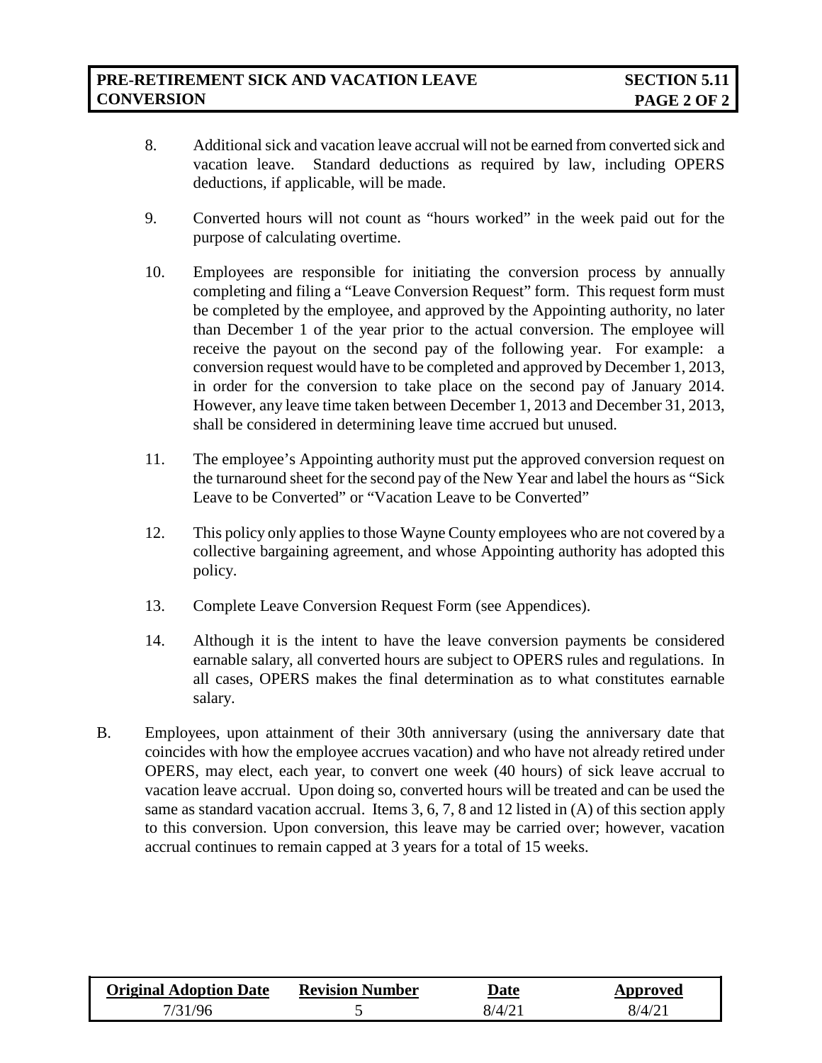8. Additional sick and vacation leave accrual will not be earned from converted sick and vacation leave. Standard deductions as required by law, including OPERS deductions, if applicable, will be made.

9. Converted hours will not count as "hours worked" in the week paid out for the purpose of calculating overtime.

10. Employees are responsible for initiating the conversion process by annually completing and filing a "Leave Conversion Request" form. This request form must be completed by the employee, and approved by the Appointing authority, no later than December 1 of the year prior to the actual conversion. The employee will receive the payout on the second pay of the following year. For example: a conversion request would have to be completed and approved by December 1, 2013, in order for the conversion to take place on the second pay of January 2014. However, any leave time taken between December 1, 2013 and December 31, 2013, shall be considered in determining leave time accrued but unused.

11. The employee's Appointing authority must put the approved conversion request on the turnaround sheet for the second pay of the New Year and label the hours as "Sick Leave to be Converted" or "Vacation Leave to be Converted"

12. This policy only applies to those Wayne County employees who are not covered by a collective bargaining agreement, and whose Appointing authority has adopted this policy.

13. Complete Leave Conversion Request Form (see Appendices).

14. Although it is the intent to have the leave conversion payments be considered earnable salary, all converted hours are subject to OPERS rules and regulations. In all cases, OPERS makes the final determination as to what constitutes earnable salary.

B. Employees, upon attainment of their 30th anniversary (using the anniversary date that coincides with how the employee accrues vacation) and who have not already retired under OPERS, may elect, each year, to convert one week (40 hours) of sick leave accrual to vacation leave accrual. Upon doing so, converted hours will be treated and can be used the same as standard vacation accrual. Items 3, 6, 7, 8 and 12 listed in (A) of this section apply to this conversion. Upon conversion, this leave may be carried over; however, vacation accrual continues to remain capped at 3 years for a total of 15 weeks.